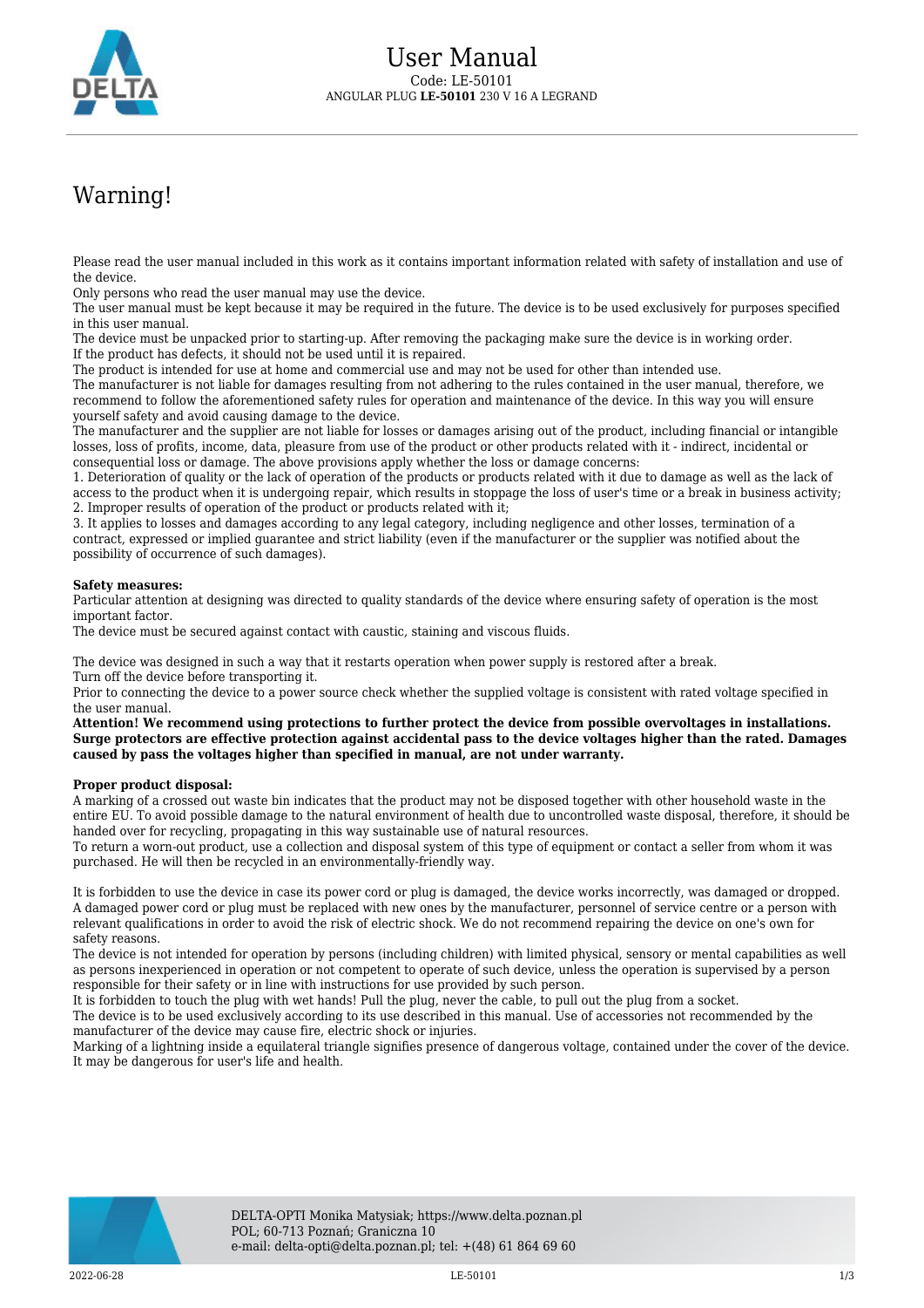# User Manual

Code: LE-50101
ANGULAR PLUG **LE-50101** 230 V 16 A LEGRAND

## Warning!

Please read the user manual included in this work as it contains important information related with safety of installation and use of the device.
Only persons who read the user manual may use the device.
The user manual must be kept because it may be required in the future. The device is to be used exclusively for purposes specified in this user manual.
The device must be unpacked prior to starting-up. After removing the packaging make sure the device is in working order.
If the product has defects, it should not be used until it is repaired.
The product is intended for use at home and commercial use and may not be used for other than intended use.
The manufacturer is not liable for damages resulting from not adhering to the rules contained in the user manual, therefore, we recommend to follow the aforementioned safety rules for operation and maintenance of the device. In this way you will ensure yourself safety and avoid causing damage to the device.
The manufacturer and the supplier are not liable for losses or damages arising out of the product, including financial or intangible losses, loss of profits, income, data, pleasure from use of the product or other products related with it - indirect, incidental or consequential loss or damage. The above provisions apply whether the loss or damage concerns:
1. Deterioration of quality or the lack of operation of the products or products related with it due to damage as well as the lack of access to the product when it is undergoing repair, which results in stoppage the loss of user's time or a break in business activity;
2. Improper results of operation of the product or products related with it;
3. It applies to losses and damages according to any legal category, including negligence and other losses, termination of a contract, expressed or implied guarantee and strict liability (even if the manufacturer or the supplier was notified about the possibility of occurrence of such damages).

**Safety measures:**
Particular attention at designing was directed to quality standards of the device where ensuring safety of operation is the most important factor.
The device must be secured against contact with caustic, staining and viscous fluids.

The device was designed in such a way that it restarts operation when power supply is restored after a break.
Turn off the device before transporting it.
Prior to connecting the device to a power source check whether the supplied voltage is consistent with rated voltage specified in the user manual.
**Attention! We recommend using protections to further protect the device from possible overvoltages in installations. Surge protectors are effective protection against accidental pass to the device voltages higher than the rated. Damages caused by pass the voltages higher than specified in manual, are not under warranty.**

**Proper product disposal:**
A marking of a crossed out waste bin indicates that the product may not be disposed together with other household waste in the entire EU. To avoid possible damage to the natural environment of health due to uncontrolled waste disposal, therefore, it should be handed over for recycling, propagating in this way sustainable use of natural resources.
To return a worn-out product, use a collection and disposal system of this type of equipment or contact a seller from whom it was purchased. He will then be recycled in an environmentally-friendly way.

It is forbidden to use the device in case its power cord or plug is damaged, the device works incorrectly, was damaged or dropped. A damaged power cord or plug must be replaced with new ones by the manufacturer, personnel of service centre or a person with relevant qualifications in order to avoid the risk of electric shock. We do not recommend repairing the device on one's own for safety reasons.
The device is not intended for operation by persons (including children) with limited physical, sensory or mental capabilities as well as persons inexperienced in operation or not competent to operate of such device, unless the operation is supervised by a person responsible for their safety or in line with instructions for use provided by such person.
It is forbidden to touch the plug with wet hands! Pull the plug, never the cable, to pull out the plug from a socket.
The device is to be used exclusively according to its use described in this manual. Use of accessories not recommended by the manufacturer of the device may cause fire, electric shock or injuries.
Marking of a lightning inside a equilateral triangle signifies presence of dangerous voltage, contained under the cover of the device. It may be dangerous for user's life and health.

DELTA-OPTI Monika Matysiak; https://www.delta.poznan.pl
POL; 60-713 Poznań; Graniczna 10
e-mail: delta-opti@delta.poznan.pl; tel: +(48) 61 864 69 60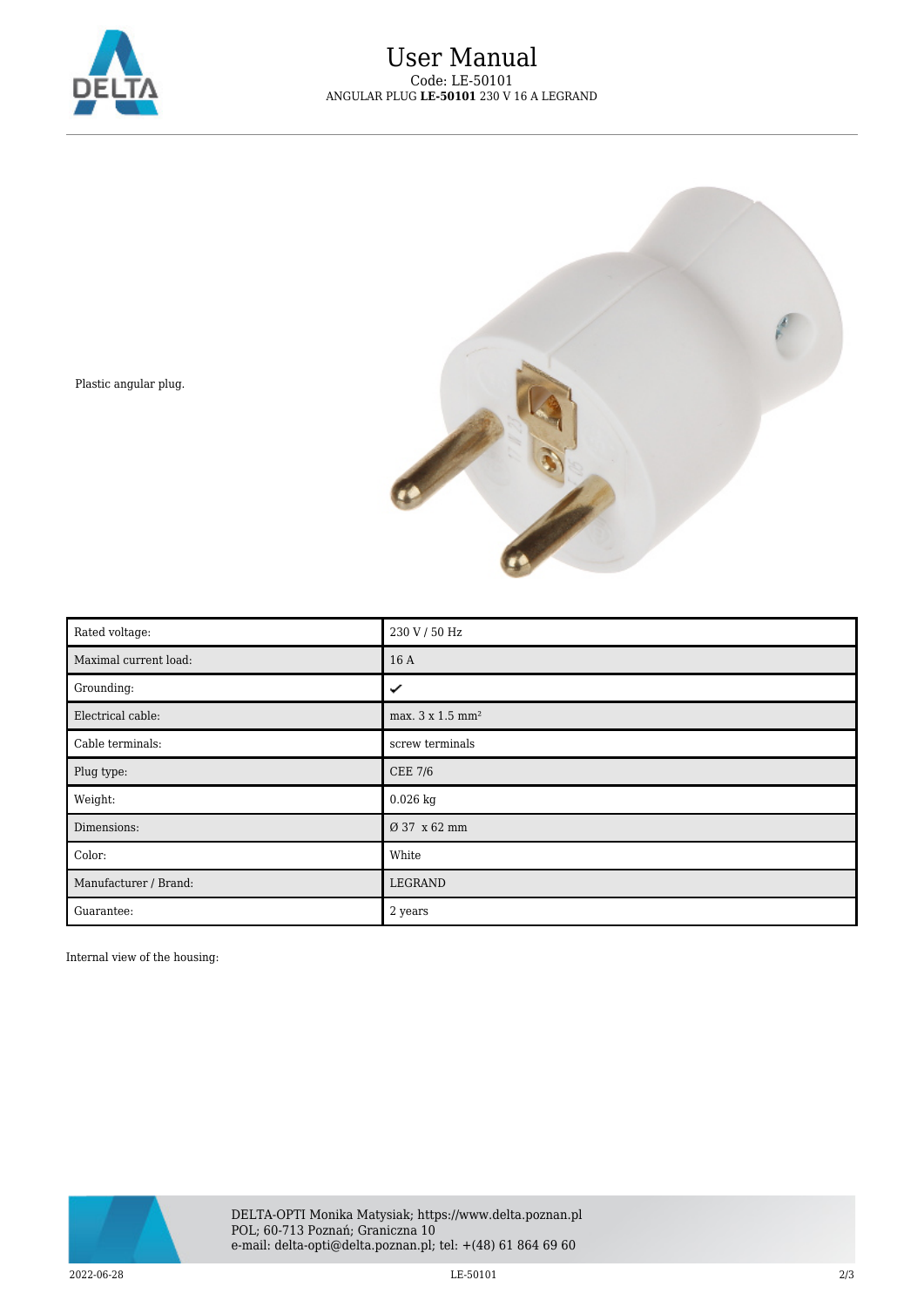# User Manual

Code: LE-50101

ANGULAR PLUG **LE-50101** 230 V 16 A LEGRAND

Plastic angular plug.

| Rated voltage: | 230 V / 50 Hz |
|---|---|
| Maximal current load: | 16 A |
| Grounding: | ✔ |
| Electrical cable: | max. 3 x 1.5 mm² |
| Cable terminals: | screw terminals |
| Plug type: | CEE 7/6 |
| Weight: | 0.026 kg |
| Dimensions: | Ø 37 x 62 mm |
| Color: | White |
| Manufacturer / Brand: | LEGRAND |
| Guarantee: | 2 years |

Internal view of the housing:

DELTA-OPTI Monika Matysiak; https://www.delta.poznan.pl
POL; 60-713 Poznań; Graniczna 10
e-mail: delta-opti@delta.poznan.pl; tel: +(48) 61 864 69 60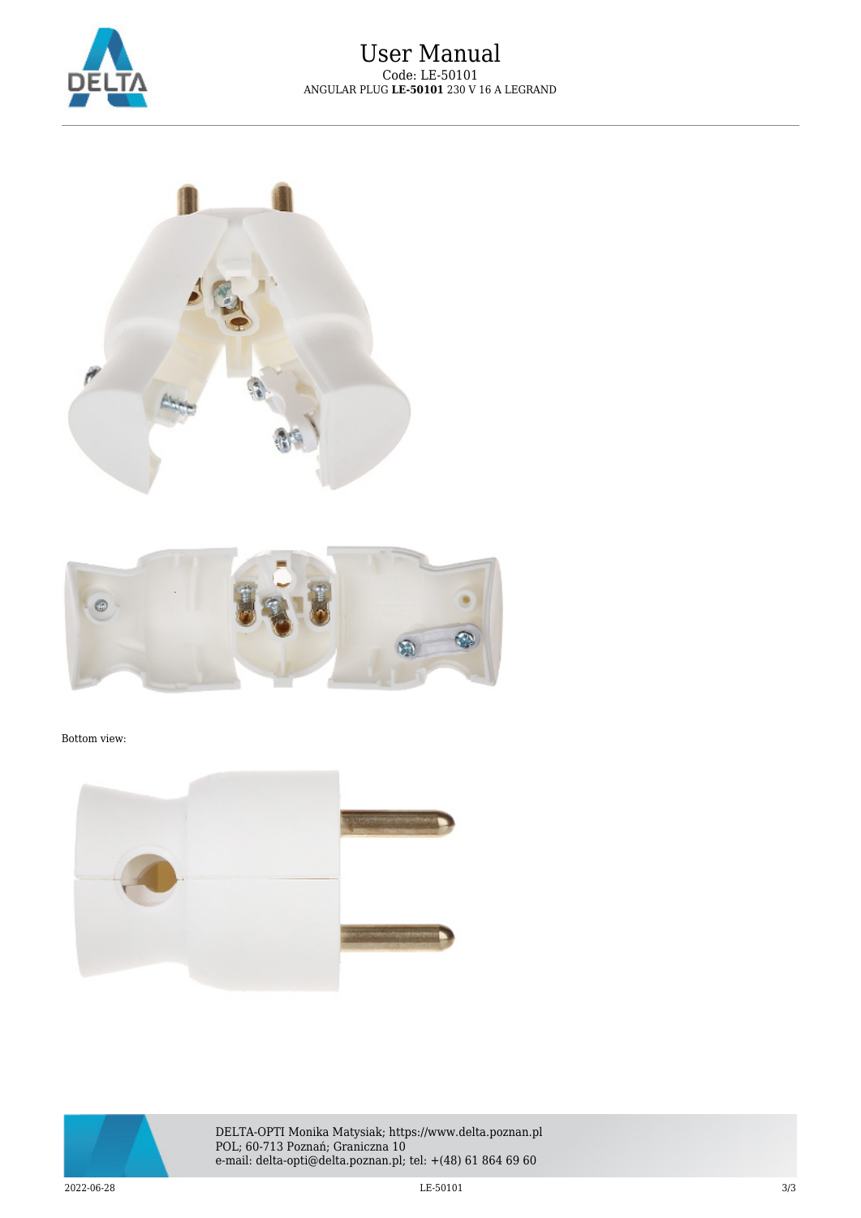Bottom view: